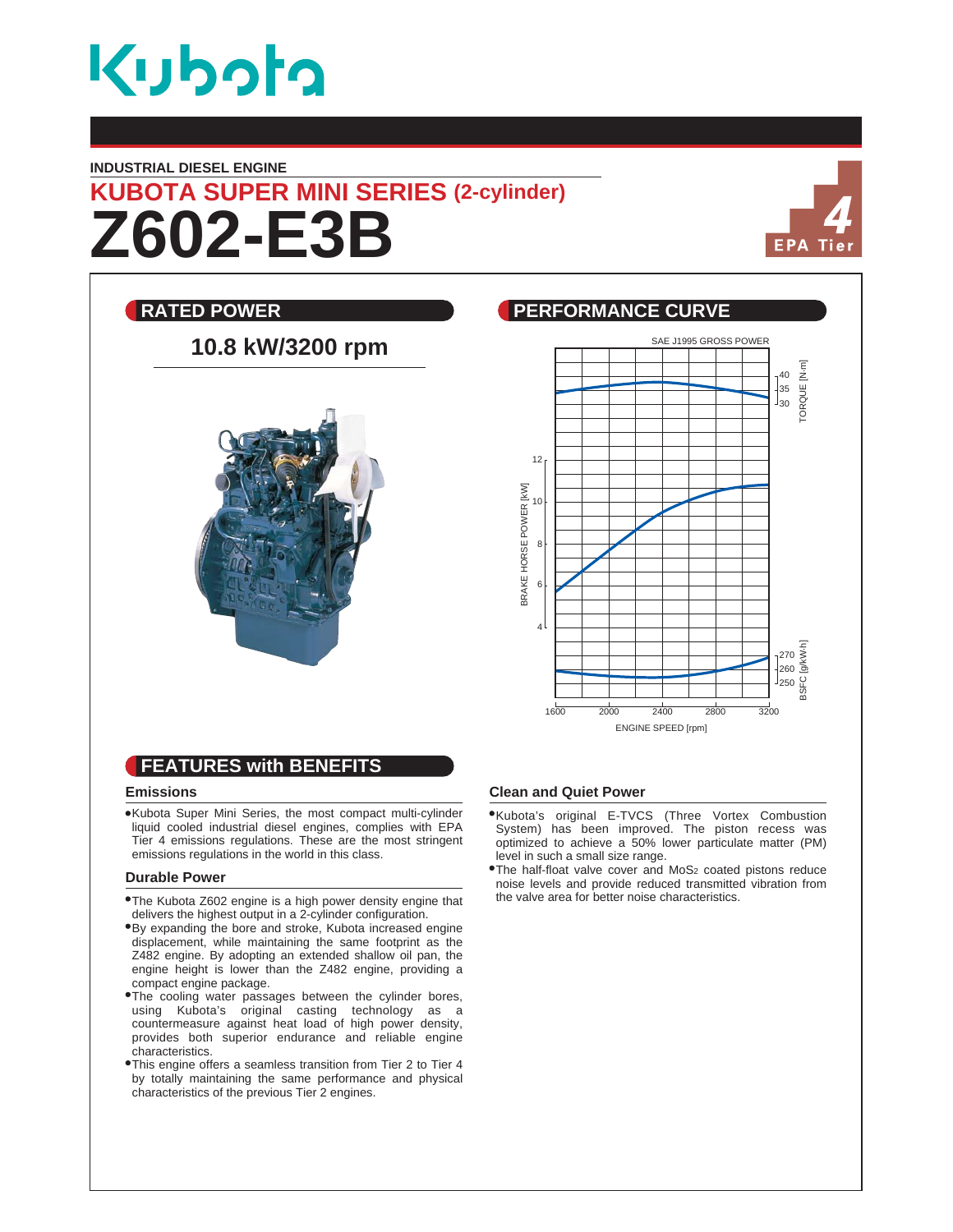# Kubota

**INDUSTRIAL DIESEL ENGINE**

## KUBOTA SUPER MINI SERIES (2-cylinder)

# Z602-E3B

EPA Tier 4

## RATED POWER

**10.8 kW/3200 rpm**

## PERFORMANCE CURVE

SAE J1995 GROSS POWER

## FEATURES with BENEFITS

### Emissions

- Kubota Super Mini Series, the most compact multi-cylinder liquid cooled industrial diesel engines, complies with EPA Tier 4 emissions regulations. These are the most stringent emissions regulations in the world in this class.

### Durable Power

- The Kubota Z602 engine is a high power density engine that delivers the highest output in a 2-cylinder configuration.
- By expanding the bore and stroke, Kubota increased engine displacement, while maintaining the same footprint as the Z482 engine. By adopting an extended shallow oil pan, the engine height is lower than the Z482 engine, providing a compact engine package.
- The cooling water passages between the cylinder bores, using Kubota's original casting technology as a countermeasure against heat load of high power density, provides both superior endurance and reliable engine characteristics.
- This engine offers a seamless transition from Tier 2 to Tier 4 by totally maintaining the same performance and physical characteristics of the previous Tier 2 engines.

### Clean and Quiet Power

- Kubota's original E-TVCS (Three Vortex Combustion System) has been improved. The piston recess was optimized to achieve a 50% lower particulate matter (PM) level in such a small size range.
- The half-float valve cover and $MoS_2$ coated pistons reduce noise levels and provide reduced transmitted vibration from the valve area for better noise characteristics.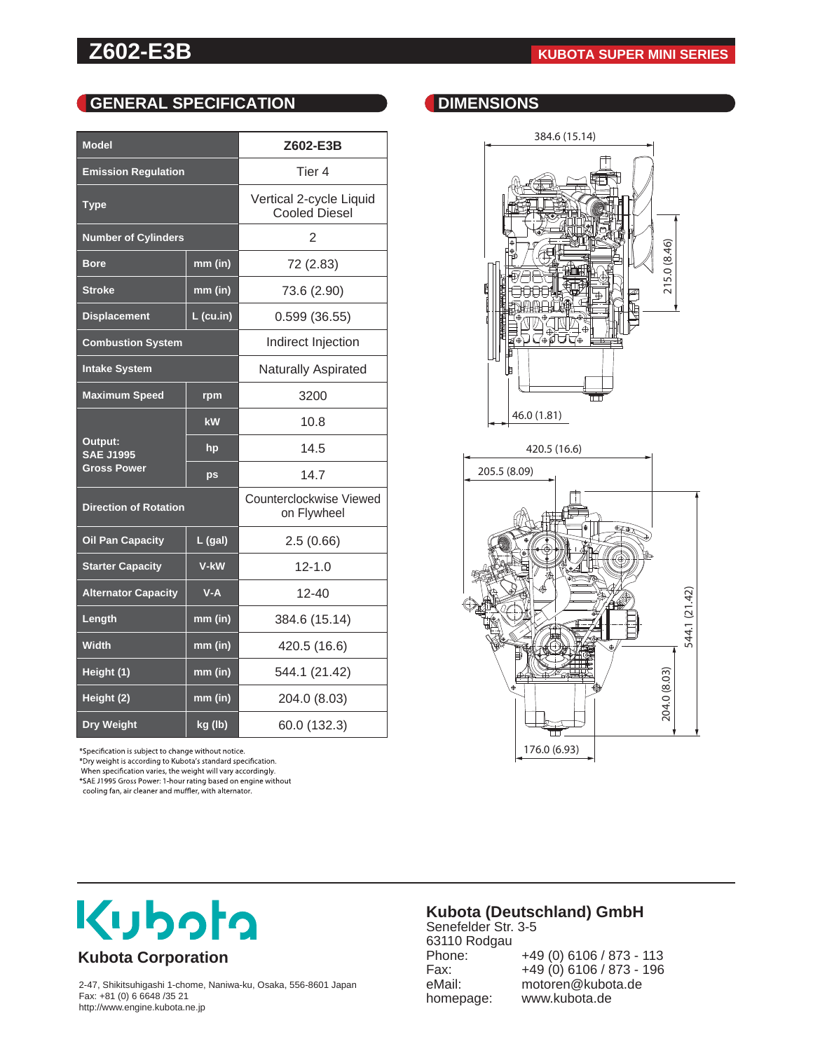# Z602-E3B

KUBOTA SUPER MINI SERIES

## GENERAL SPECIFICATION

| Model | | Z602-E3B |
|---|---|---|
| Emission Regulation | | Tier 4 |
| Type | | Vertical 2-cycle Liquid Cooled Diesel |
| Number of Cylinders | | 2 |
| Bore | mm (in) | 72 (2.83) |
| Stroke | mm (in) | 73.6 (2.90) |
| Displacement | L (cu.in) | 0.599 (36.55) |
| Combustion System | | Indirect Injection |
| Intake System | | Naturally Aspirated |
| Maximum Speed | rpm | 3200 |
| Output: SAE J1995 Gross Power | kW | 10.8 |
| | hp | 14.5 |
| | ps | 14.7 |
| Direction of Rotation | | Counterclockwise Viewed on Flywheel |
| Oil Pan Capacity | L (gal) | 2.5 (0.66) |
| Starter Capacity | V-kW | 12-1.0 |
| Alternator Capacity | V-A | 12-40 |
| Length | mm (in) | 384.6 (15.14) |
| Width | mm (in) | 420.5 (16.6) |
| Height (1) | mm (in) | 544.1 (21.42) |
| Height (2) | mm (in) | 204.0 (8.03) |
| Dry Weight | kg (lb) | 60.0 (132.3) |

*Specification is subject to change without notice.
*Dry weight is according to Kubota's standard specification.
When specification varies, the weight will vary accordingly.
*SAE J1995 Gross Power: 1-hour rating based on engine without cooling fan, air cleaner and muffler, with alternator.

## DIMENSIONS

384.6 (15.14)
215.0 (8.46)
46.0 (1.81)

420.5 (16.6)
205.5 (8.09)
544.1 (21.42)
204.0 (8.03)
176.0 (6.93)

---

**Kubota Corporation**

2-47, Shikitsuhigashi 1-chome, Naniwa-ku, Osaka, 556-8601 Japan
Fax: +81 (0) 6 6648 /35 21
http://www.engine.kubota.ne.jp

**Kubota (Deutschland) GmbH**
Senefelder Str. 3-5
63110 Rodgau
Phone: +49 (0) 6106 / 873 - 113
Fax: +49 (0) 6106 / 873 - 196
eMail: motoren@kubota.de
homepage: www.kubota.de